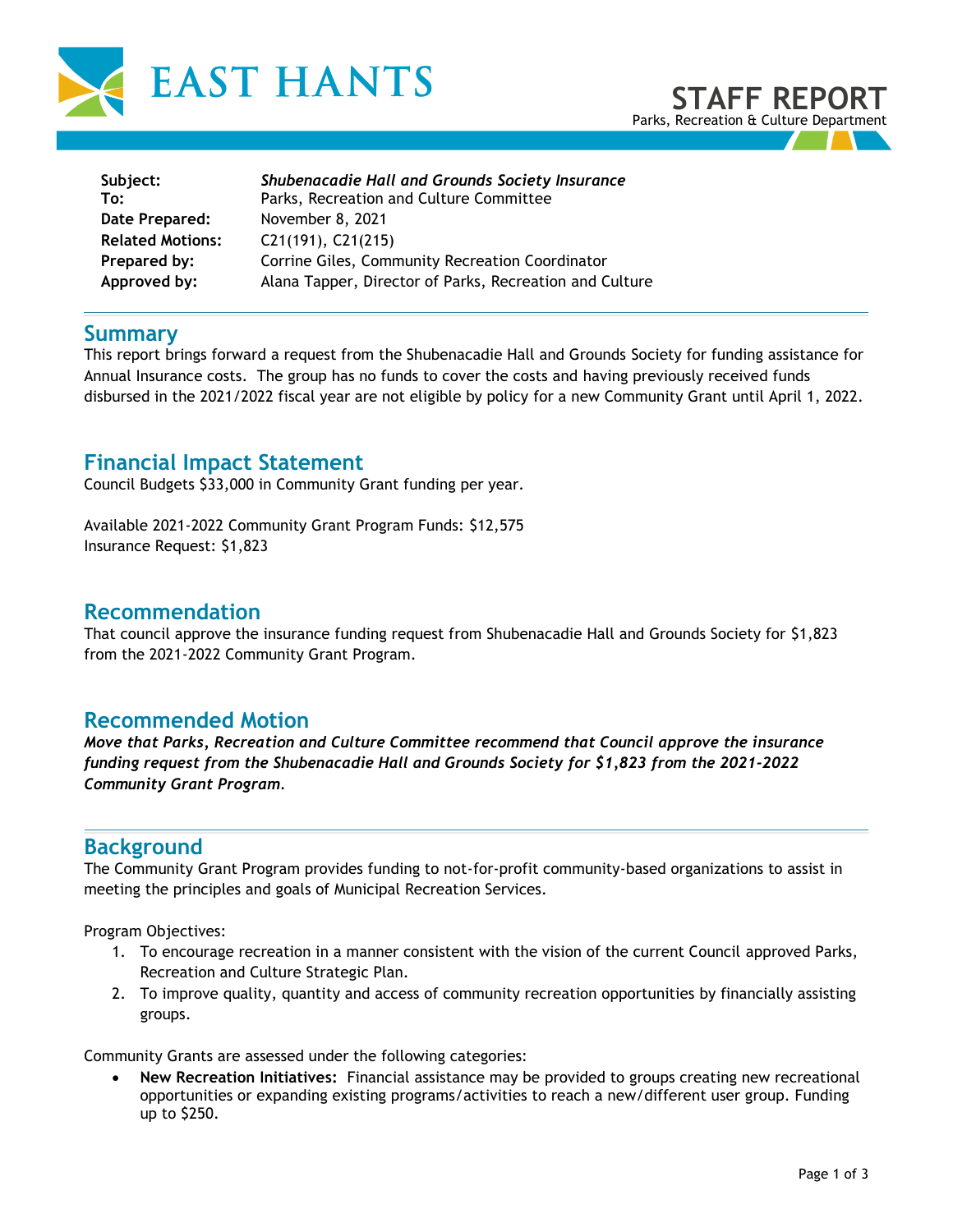EAST HANTS

# STAFF REPORT

Parks, Recreation & Culture Department

| | |
|---|---|
| **Subject:** | ***Shubenacadie Hall and Grounds Society Insurance*** |
| **To:** | Parks, Recreation and Culture Committee |
| **Date Prepared:** | November 8, 2021 |
| **Related Motions:** | C21(191), C21(215) |
| **Prepared by:** | Corrine Giles, Community Recreation Coordinator |
| **Approved by:** | Alana Tapper, Director of Parks, Recreation and Culture |

## Summary

This report brings forward a request from the Shubenacadie Hall and Grounds Society for funding assistance for Annual Insurance costs. The group has no funds to cover the costs and having previously received funds disbursed in the 2021/2022 fiscal year are not eligible by policy for a new Community Grant until April 1, 2022.

## Financial Impact Statement

Council Budgets $33,000 in Community Grant funding per year.

Available 2021-2022 Community Grant Program Funds: $12,575
Insurance Request: $1,823

## Recommendation

That council approve the insurance funding request from Shubenacadie Hall and Grounds Society for $1,823 from the 2021-2022 Community Grant Program.

## Recommended Motion

***Move that Parks, Recreation and Culture Committee recommend that Council approve the insurance funding request from the Shubenacadie Hall and Grounds Society for $1,823 from the 2021-2022 Community Grant Program.***

## Background

The Community Grant Program provides funding to not-for-profit community-based organizations to assist in meeting the principles and goals of Municipal Recreation Services.

Program Objectives:

1. To encourage recreation in a manner consistent with the vision of the current Council approved Parks, Recreation and Culture Strategic Plan.
2. To improve quality, quantity and access of community recreation opportunities by financially assisting groups.

Community Grants are assessed under the following categories:

- **New Recreation Initiatives:** Financial assistance may be provided to groups creating new recreational opportunities or expanding existing programs/activities to reach a new/different user group. Funding up to $250.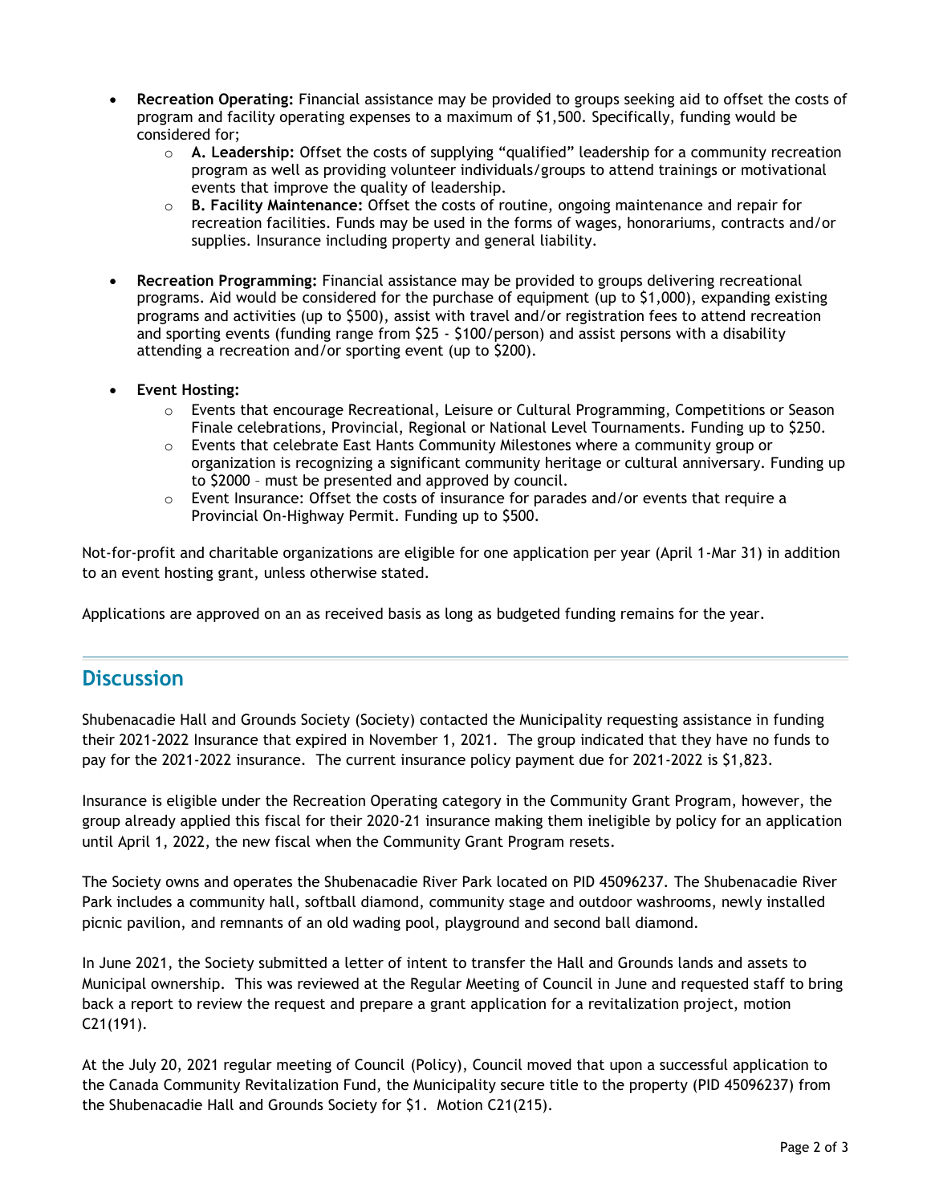- **Recreation Operating:** Financial assistance may be provided to groups seeking aid to offset the costs of program and facility operating expenses to a maximum of $1,500. Specifically, funding would be considered for;
  - **A. Leadership:** Offset the costs of supplying "qualified" leadership for a community recreation program as well as providing volunteer individuals/groups to attend trainings or motivational events that improve the quality of leadership.
  - **B. Facility Maintenance:** Offset the costs of routine, ongoing maintenance and repair for recreation facilities. Funds may be used in the forms of wages, honorariums, contracts and/or supplies. Insurance including property and general liability.

- **Recreation Programming:** Financial assistance may be provided to groups delivering recreational programs. Aid would be considered for the purchase of equipment (up to $1,000), expanding existing programs and activities (up to $500), assist with travel and/or registration fees to attend recreation and sporting events (funding range from $25 - $100/person) and assist persons with a disability attending a recreation and/or sporting event (up to $200).

- **Event Hosting:**
  - Events that encourage Recreational, Leisure or Cultural Programming, Competitions or Season Finale celebrations, Provincial, Regional or National Level Tournaments. Funding up to $250.
  - Events that celebrate East Hants Community Milestones where a community group or organization is recognizing a significant community heritage or cultural anniversary. Funding up to $2000 – must be presented and approved by council.
  - Event Insurance: Offset the costs of insurance for parades and/or events that require a Provincial On-Highway Permit. Funding up to $500.

Not-for-profit and charitable organizations are eligible for one application per year (April 1-Mar 31) in addition to an event hosting grant, unless otherwise stated.

Applications are approved on an as received basis as long as budgeted funding remains for the year.

## Discussion

Shubenacadie Hall and Grounds Society (Society) contacted the Municipality requesting assistance in funding their 2021-2022 Insurance that expired in November 1, 2021. The group indicated that they have no funds to pay for the 2021-2022 insurance. The current insurance policy payment due for 2021-2022 is $1,823.

Insurance is eligible under the Recreation Operating category in the Community Grant Program, however, the group already applied this fiscal for their 2020-21 insurance making them ineligible by policy for an application until April 1, 2022, the new fiscal when the Community Grant Program resets.

The Society owns and operates the Shubenacadie River Park located on PID 45096237. The Shubenacadie River Park includes a community hall, softball diamond, community stage and outdoor washrooms, newly installed picnic pavilion, and remnants of an old wading pool, playground and second ball diamond.

In June 2021, the Society submitted a letter of intent to transfer the Hall and Grounds lands and assets to Municipal ownership. This was reviewed at the Regular Meeting of Council in June and requested staff to bring back a report to review the request and prepare a grant application for a revitalization project, motion C21(191).

At the July 20, 2021 regular meeting of Council (Policy), Council moved that upon a successful application to the Canada Community Revitalization Fund, the Municipality secure title to the property (PID 45096237) from the Shubenacadie Hall and Grounds Society for $1. Motion C21(215).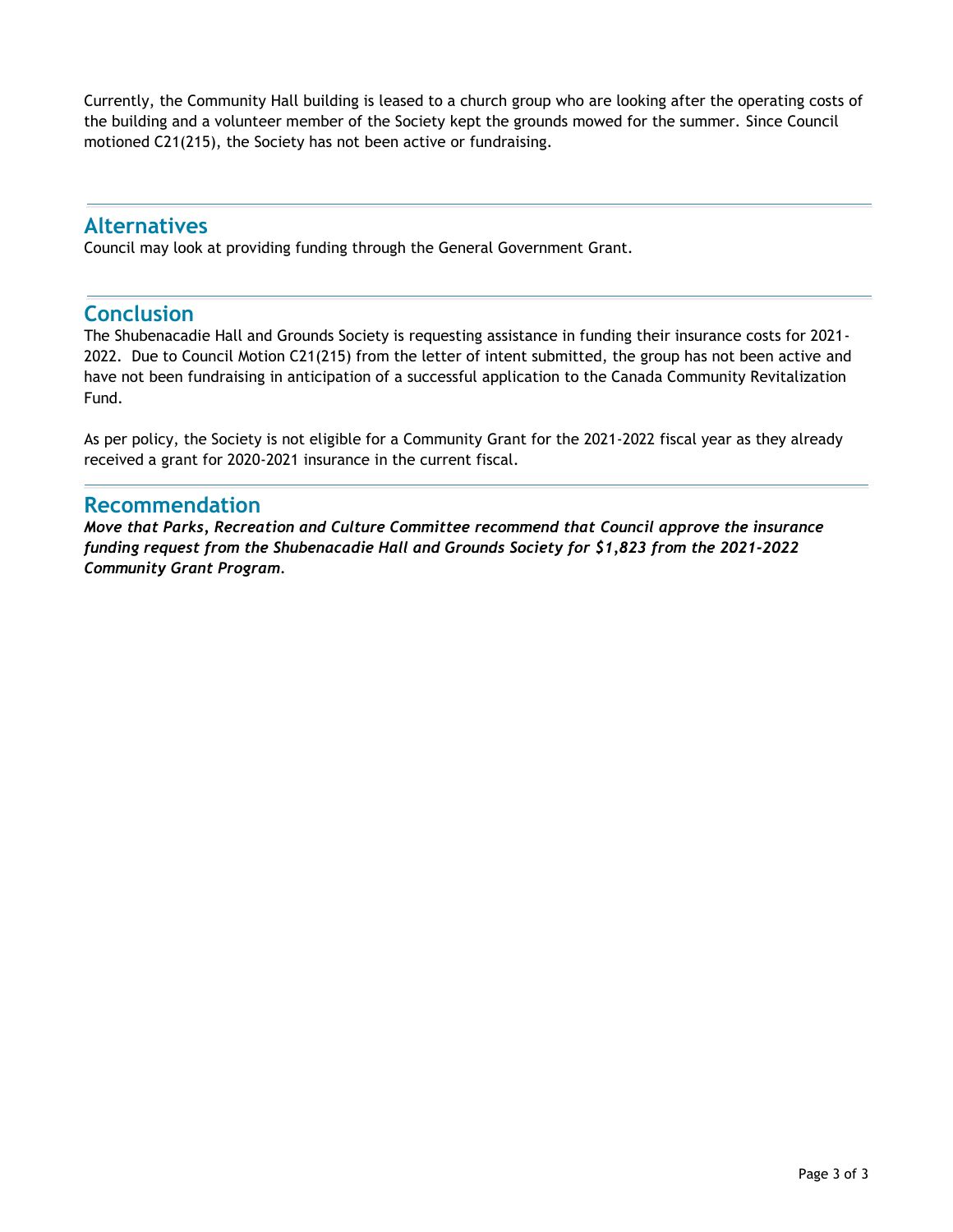Currently, the Community Hall building is leased to a church group who are looking after the operating costs of the building and a volunteer member of the Society kept the grounds mowed for the summer. Since Council motioned C21(215), the Society has not been active or fundraising.

## Alternatives

Council may look at providing funding through the General Government Grant.

## Conclusion

The Shubenacadie Hall and Grounds Society is requesting assistance in funding their insurance costs for 2021-2022. Due to Council Motion C21(215) from the letter of intent submitted, the group has not been active and have not been fundraising in anticipation of a successful application to the Canada Community Revitalization Fund.

As per policy, the Society is not eligible for a Community Grant for the 2021-2022 fiscal year as they already received a grant for 2020-2021 insurance in the current fiscal.

## Recommendation

***Move that Parks, Recreation and Culture Committee recommend that Council approve the insurance funding request from the Shubenacadie Hall and Grounds Society for $1,823 from the 2021-2022 Community Grant Program.***